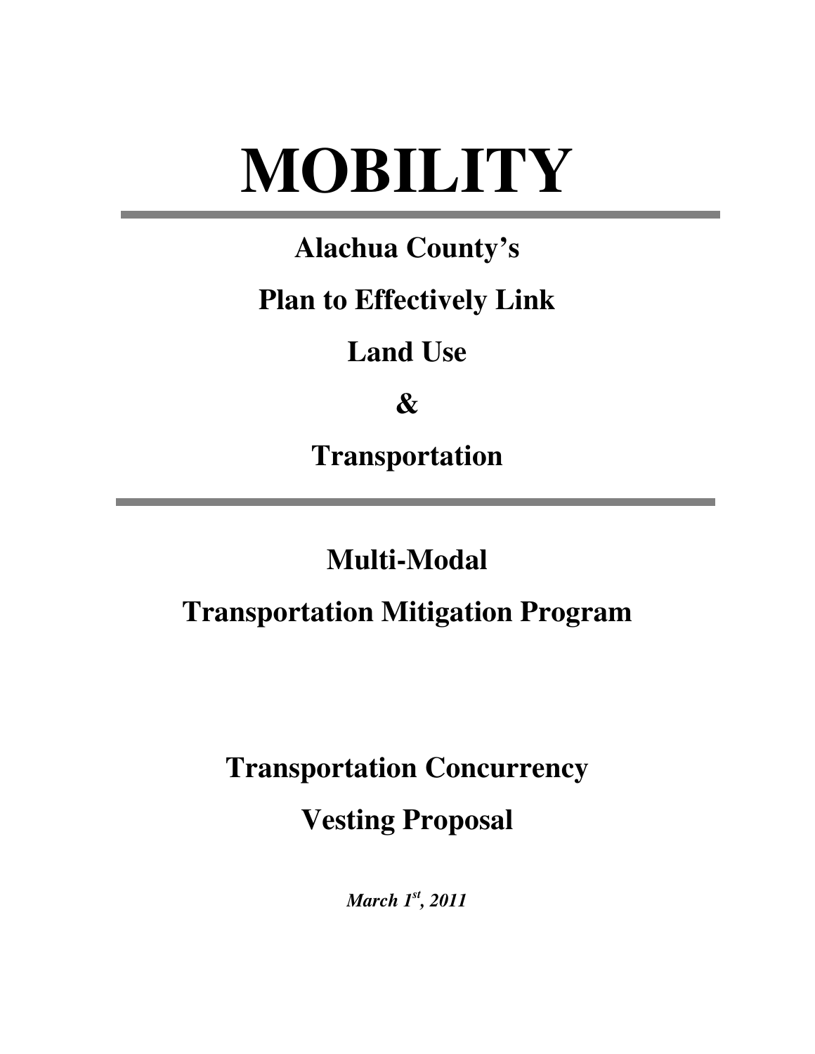# MOBILITY

---

## Alachua County's

## Plan to Effectively Link

## Land Use

## &

## Transportation

---

## Multi-Modal

## Transportation Mitigation Program

## Transportation Concurrency

## Vesting Proposal

***March 1st, 2011***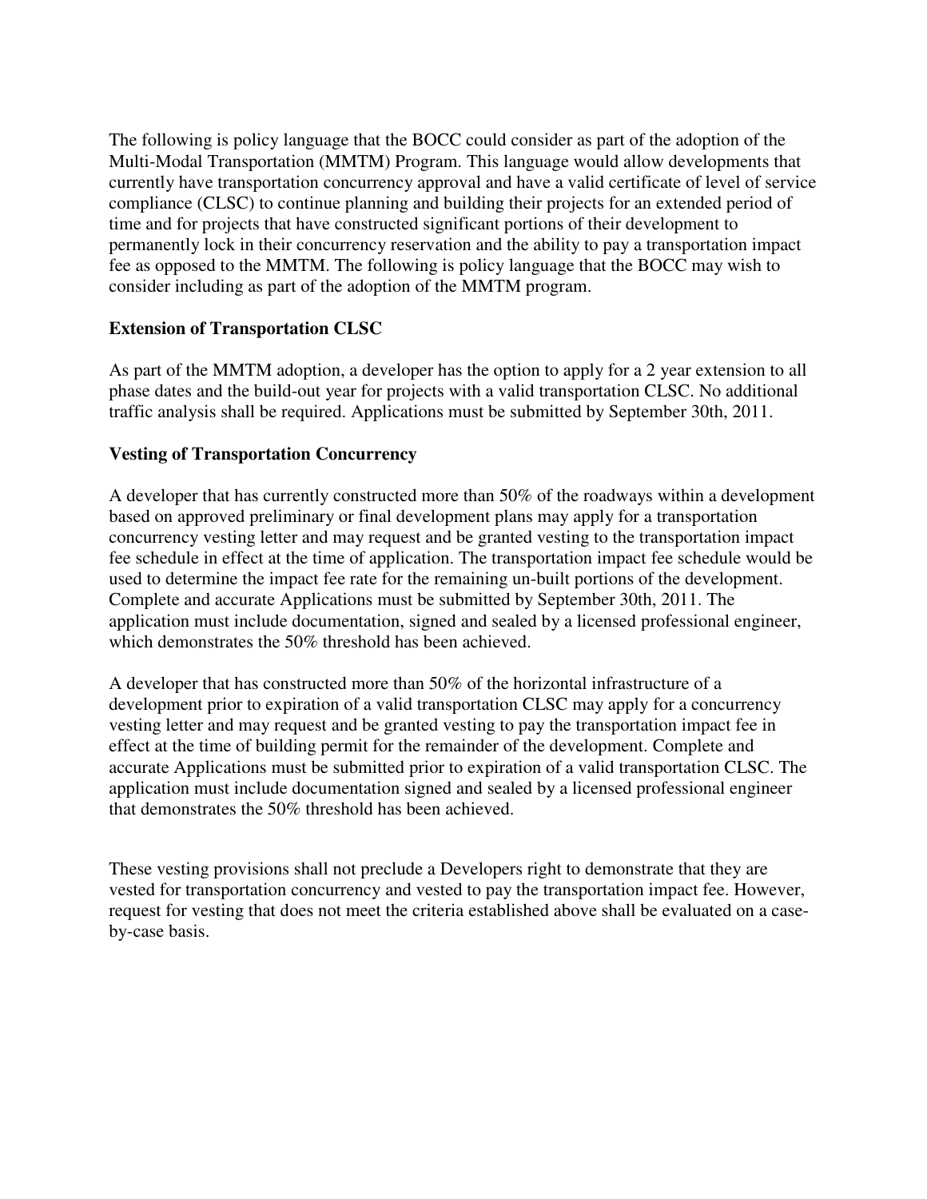The following is policy language that the BOCC could consider as part of the adoption of the Multi-Modal Transportation (MMTM) Program. This language would allow developments that currently have transportation concurrency approval and have a valid certificate of level of service compliance (CLSC) to continue planning and building their projects for an extended period of time and for projects that have constructed significant portions of their development to permanently lock in their concurrency reservation and the ability to pay a transportation impact fee as opposed to the MMTM. The following is policy language that the BOCC may wish to consider including as part of the adoption of the MMTM program.

**Extension of Transportation CLSC**

As part of the MMTM adoption, a developer has the option to apply for a 2 year extension to all phase dates and the build-out year for projects with a valid transportation CLSC. No additional traffic analysis shall be required. Applications must be submitted by September 30th, 2011.

**Vesting of Transportation Concurrency**

A developer that has currently constructed more than 50% of the roadways within a development based on approved preliminary or final development plans may apply for a transportation concurrency vesting letter and may request and be granted vesting to the transportation impact fee schedule in effect at the time of application. The transportation impact fee schedule would be used to determine the impact fee rate for the remaining un-built portions of the development. Complete and accurate Applications must be submitted by September 30th, 2011. The application must include documentation, signed and sealed by a licensed professional engineer, which demonstrates the 50% threshold has been achieved.

A developer that has constructed more than 50% of the horizontal infrastructure of a development prior to expiration of a valid transportation CLSC may apply for a concurrency vesting letter and may request and be granted vesting to pay the transportation impact fee in effect at the time of building permit for the remainder of the development. Complete and accurate Applications must be submitted prior to expiration of a valid transportation CLSC. The application must include documentation signed and sealed by a licensed professional engineer that demonstrates the 50% threshold has been achieved.

These vesting provisions shall not preclude a Developers right to demonstrate that they are vested for transportation concurrency and vested to pay the transportation impact fee. However, request for vesting that does not meet the criteria established above shall be evaluated on a case-by-case basis.